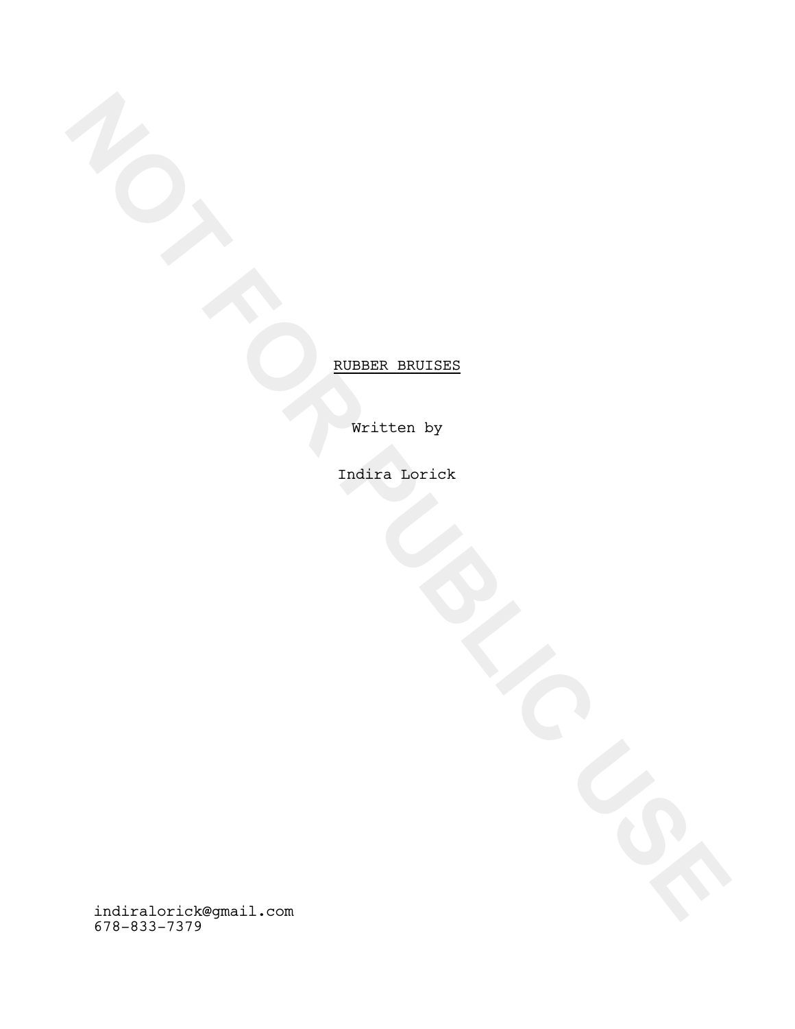RUBBER BRUISES

Written by

Indira Lorick

NOT FOR PUBLIC USE

indiralorick@gmail.com
678-833-7379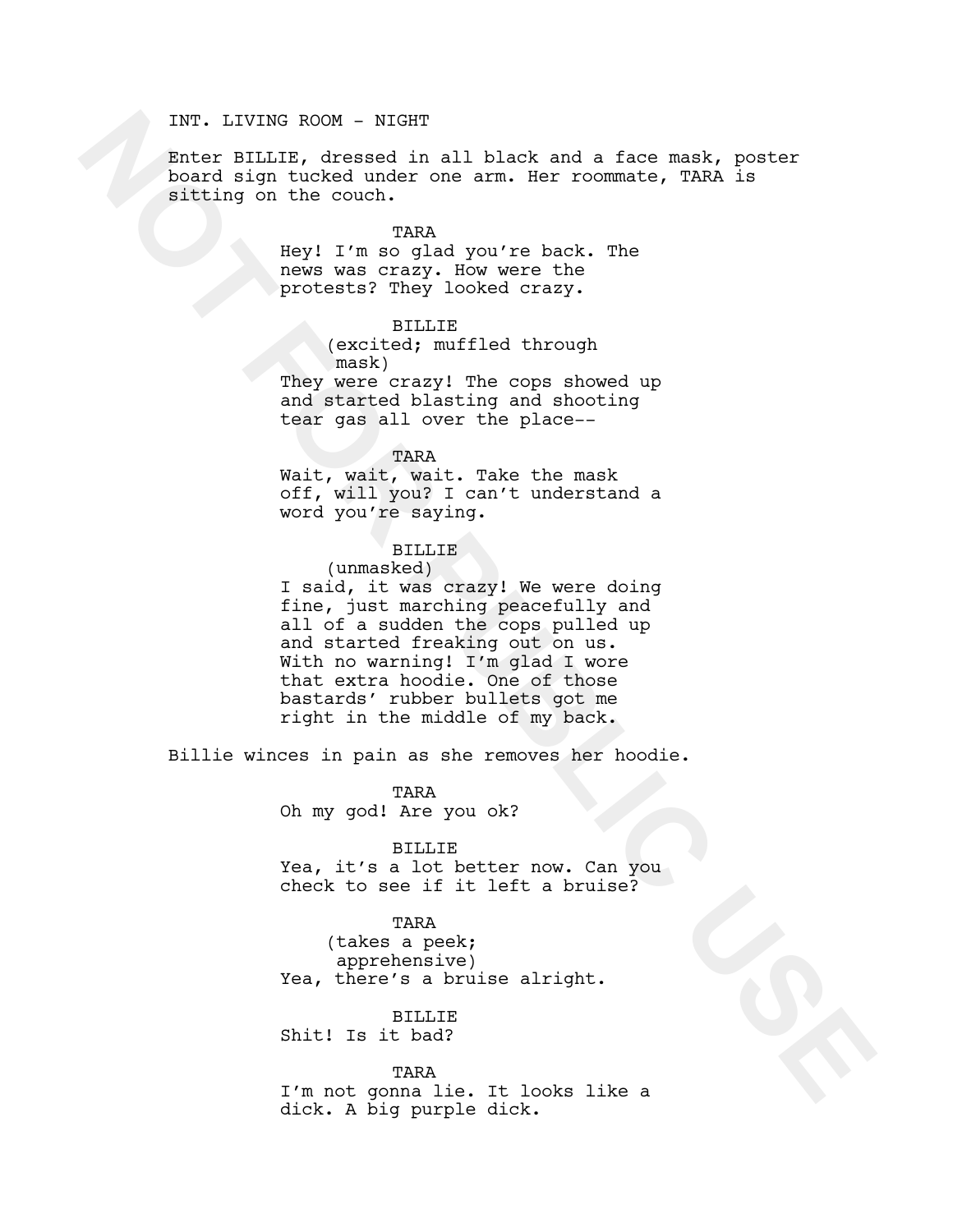INT. LIVING ROOM - NIGHT

Enter BILLIE, dressed in all black and a face mask, poster board sign tucked under one arm. Her roommate, TARA is sitting on the couch.

TARA
Hey! I'm so glad you're back. The news was crazy. How were the protests? They looked crazy.

BILLIE
(excited; muffled through mask)
They were crazy! The cops showed up and started blasting and shooting tear gas all over the place--

TARA
Wait, wait, wait. Take the mask off, will you? I can't understand a word you're saying.

BILLIE
(unmasked)
I said, it was crazy! We were doing fine, just marching peacefully and all of a sudden the cops pulled up and started freaking out on us. With no warning! I'm glad I wore that extra hoodie. One of those bastards' rubber bullets got me right in the middle of my back.

Billie winces in pain as she removes her hoodie.

TARA
Oh my god! Are you ok?

BILLIE
Yea, it's a lot better now. Can you check to see if it left a bruise?

TARA
(takes a peek; apprehensive)
Yea, there's a bruise alright.

BILLIE
Shit! Is it bad?

TARA
I'm not gonna lie. It looks like a dick. A big purple dick.